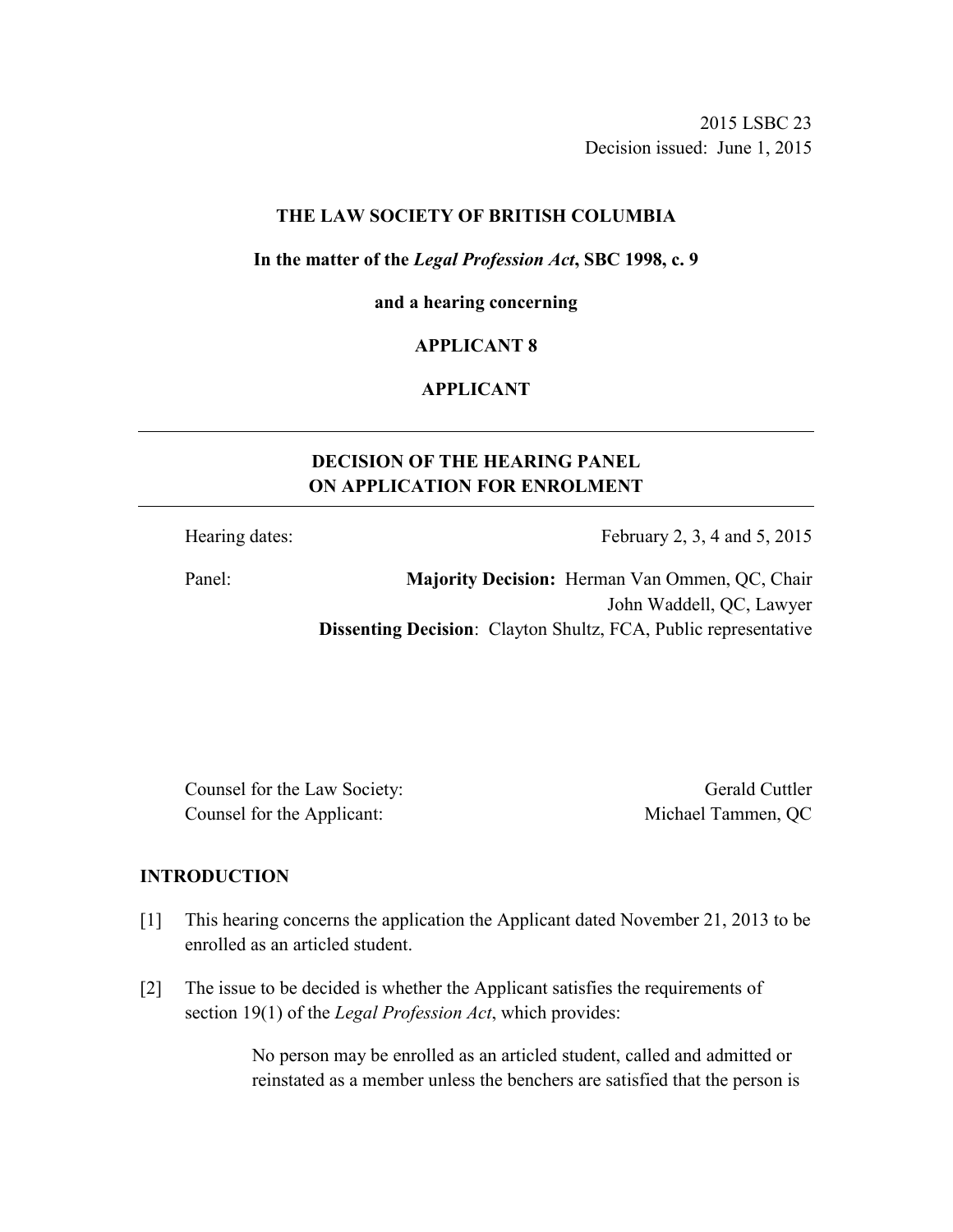2015 LSBC 23
Decision issued: June 1, 2015

**THE LAW SOCIETY OF BRITISH COLUMBIA**

**In the matter of the *Legal Profession Act*, SBC 1998, c. 9**

**and a hearing concerning**

**APPLICANT 8**

**APPLICANT**

---

## DECISION OF THE HEARING PANEL ON APPLICATION FOR ENROLMENT

---

Hearing dates: February 2, 3, 4 and 5, 2015

Panel: **Majority Decision:** Herman Van Ommen, QC, Chair
John Waddell, QC, Lawyer
**Dissenting Decision**: Clayton Shultz, FCA, Public representative

Counsel for the Law Society: Gerald Cuttler
Counsel for the Applicant: Michael Tammen, QC

## INTRODUCTION

[1] This hearing concerns the application the Applicant dated November 21, 2013 to be enrolled as an articled student.

[2] The issue to be decided is whether the Applicant satisfies the requirements of section 19(1) of the *Legal Profession Act*, which provides:

> No person may be enrolled as an articled student, called and admitted or reinstated as a member unless the benchers are satisfied that the person is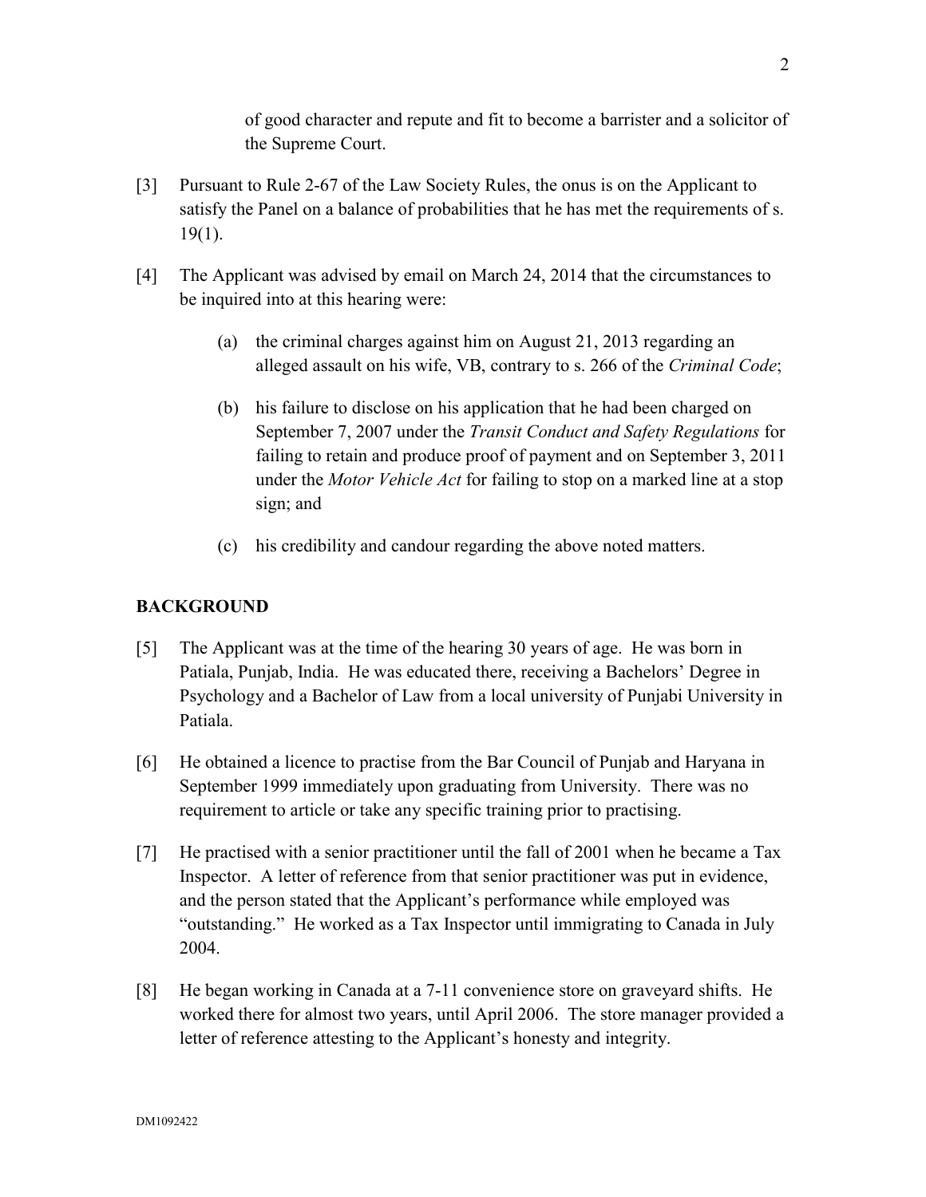of good character and repute and fit to become a barrister and a solicitor of the Supreme Court.

[3] Pursuant to Rule 2-67 of the Law Society Rules, the onus is on the Applicant to satisfy the Panel on a balance of probabilities that he has met the requirements of s. 19(1).

[4] The Applicant was advised by email on March 24, 2014 that the circumstances to be inquired into at this hearing were:

(a) the criminal charges against him on August 21, 2013 regarding an alleged assault on his wife, VB, contrary to s. 266 of the *Criminal Code*;

(b) his failure to disclose on his application that he had been charged on September 7, 2007 under the *Transit Conduct and Safety Regulations* for failing to retain and produce proof of payment and on September 3, 2011 under the *Motor Vehicle Act* for failing to stop on a marked line at a stop sign; and

(c) his credibility and candour regarding the above noted matters.

## BACKGROUND

[5] The Applicant was at the time of the hearing 30 years of age. He was born in Patiala, Punjab, India. He was educated there, receiving a Bachelors' Degree in Psychology and a Bachelor of Law from a local university of Punjabi University in Patiala.

[6] He obtained a licence to practise from the Bar Council of Punjab and Haryana in September 1999 immediately upon graduating from University. There was no requirement to article or take any specific training prior to practising.

[7] He practised with a senior practitioner until the fall of 2001 when he became a Tax Inspector. A letter of reference from that senior practitioner was put in evidence, and the person stated that the Applicant's performance while employed was "outstanding." He worked as a Tax Inspector until immigrating to Canada in July 2004.

[8] He began working in Canada at a 7-11 convenience store on graveyard shifts. He worked there for almost two years, until April 2006. The store manager provided a letter of reference attesting to the Applicant's honesty and integrity.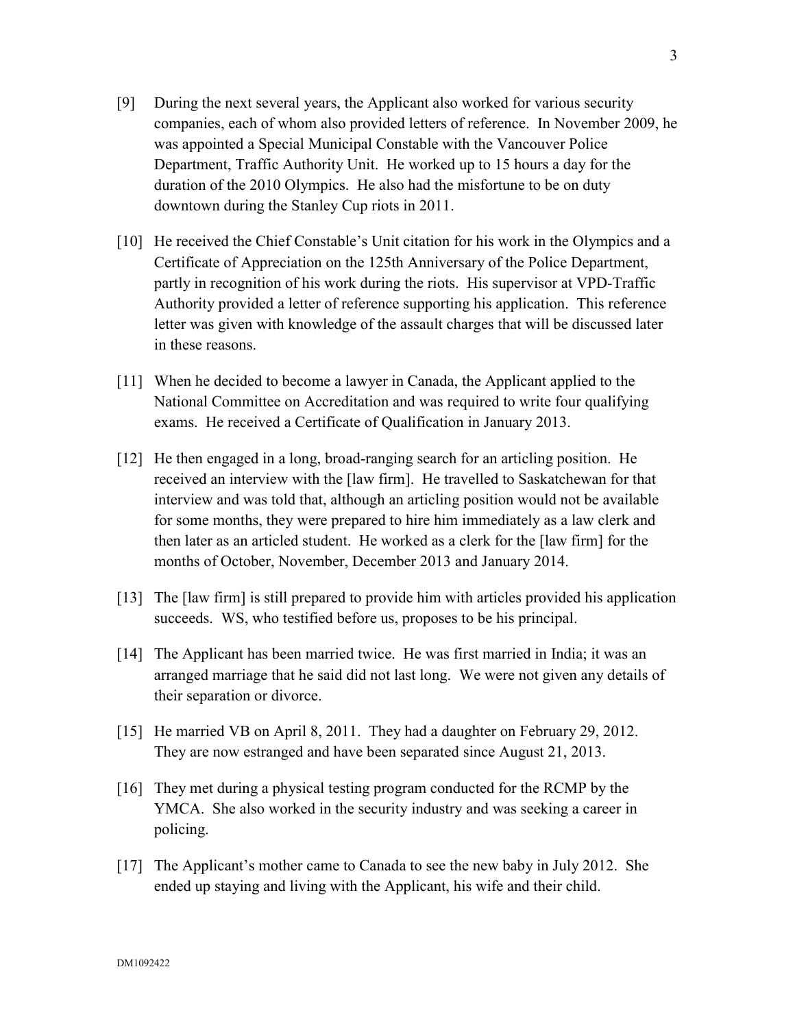[9] During the next several years, the Applicant also worked for various security companies, each of whom also provided letters of reference. In November 2009, he was appointed a Special Municipal Constable with the Vancouver Police Department, Traffic Authority Unit. He worked up to 15 hours a day for the duration of the 2010 Olympics. He also had the misfortune to be on duty downtown during the Stanley Cup riots in 2011.

[10] He received the Chief Constable's Unit citation for his work in the Olympics and a Certificate of Appreciation on the 125th Anniversary of the Police Department, partly in recognition of his work during the riots. His supervisor at VPD-Traffic Authority provided a letter of reference supporting his application. This reference letter was given with knowledge of the assault charges that will be discussed later in these reasons.

[11] When he decided to become a lawyer in Canada, the Applicant applied to the National Committee on Accreditation and was required to write four qualifying exams. He received a Certificate of Qualification in January 2013.

[12] He then engaged in a long, broad-ranging search for an articling position. He received an interview with the [law firm]. He travelled to Saskatchewan for that interview and was told that, although an articling position would not be available for some months, they were prepared to hire him immediately as a law clerk and then later as an articled student. He worked as a clerk for the [law firm] for the months of October, November, December 2013 and January 2014.

[13] The [law firm] is still prepared to provide him with articles provided his application succeeds. WS, who testified before us, proposes to be his principal.

[14] The Applicant has been married twice. He was first married in India; it was an arranged marriage that he said did not last long. We were not given any details of their separation or divorce.

[15] He married VB on April 8, 2011. They had a daughter on February 29, 2012. They are now estranged and have been separated since August 21, 2013.

[16] They met during a physical testing program conducted for the RCMP by the YMCA. She also worked in the security industry and was seeking a career in policing.

[17] The Applicant's mother came to Canada to see the new baby in July 2012. She ended up staying and living with the Applicant, his wife and their child.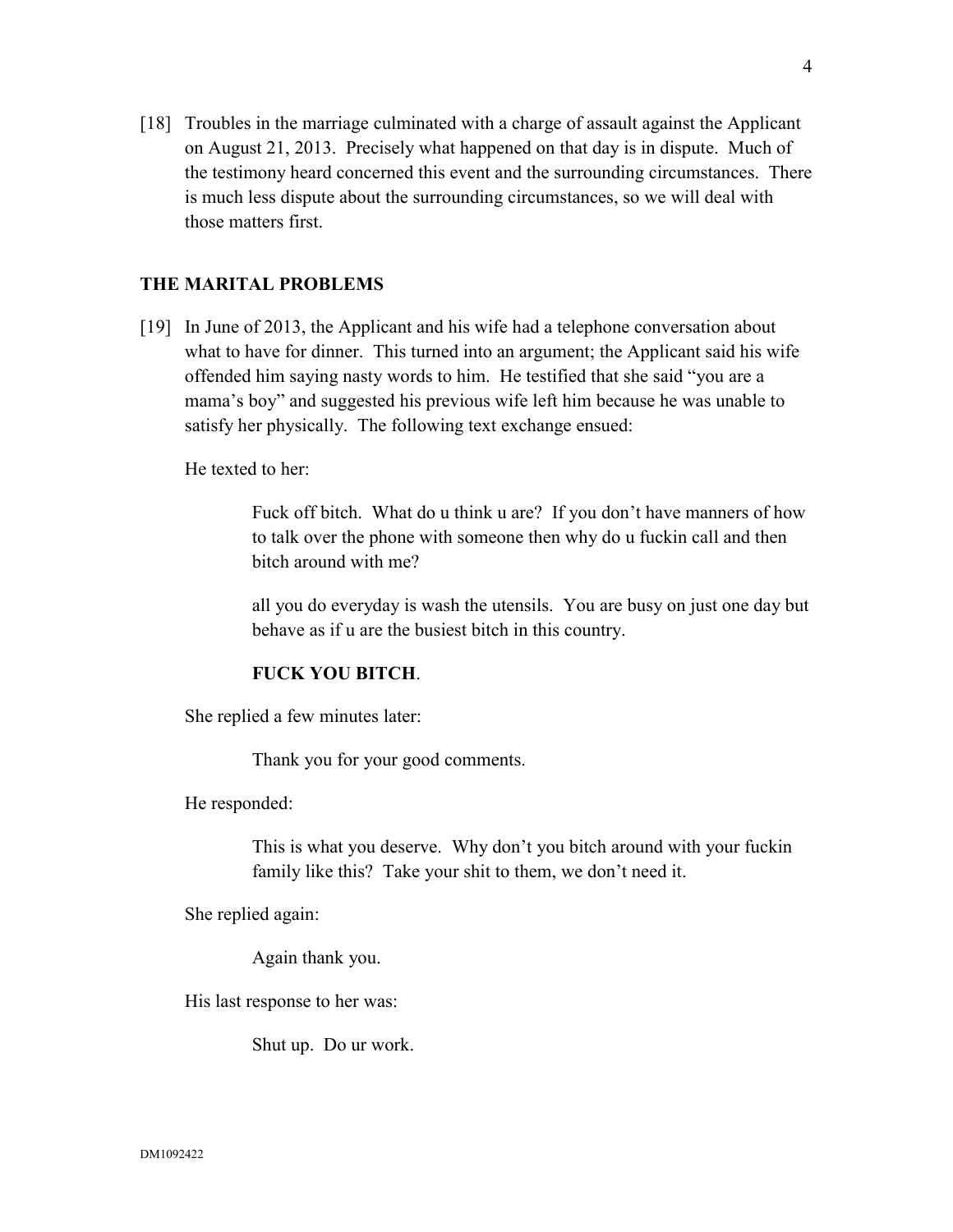[18] Troubles in the marriage culminated with a charge of assault against the Applicant on August 21, 2013. Precisely what happened on that day is in dispute. Much of the testimony heard concerned this event and the surrounding circumstances. There is much less dispute about the surrounding circumstances, so we will deal with those matters first.

## THE MARITAL PROBLEMS

[19] In June of 2013, the Applicant and his wife had a telephone conversation about what to have for dinner. This turned into an argument; the Applicant said his wife offended him saying nasty words to him. He testified that she said "you are a mama's boy" and suggested his previous wife left him because he was unable to satisfy her physically. The following text exchange ensued:

He texted to her:

> Fuck off bitch. What do u think u are? If you don't have manners of how to talk over the phone with someone then why do u fuckin call and then bitch around with me?
>
> all you do everyday is wash the utensils. You are busy on just one day but behave as if u are the busiest bitch in this country.
>
> **FUCK YOU BITCH**.

She replied a few minutes later:

> Thank you for your good comments.

He responded:

> This is what you deserve. Why don't you bitch around with your fuckin family like this? Take your shit to them, we don't need it.

She replied again:

> Again thank you.

His last response to her was:

> Shut up. Do ur work.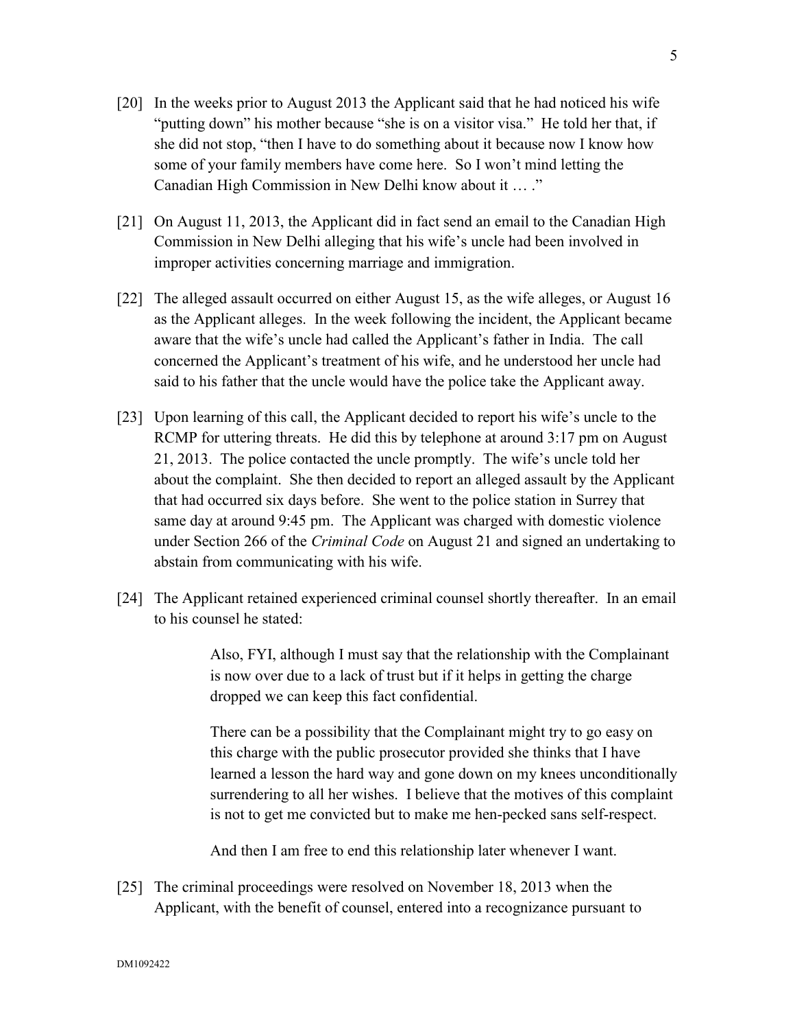[20] In the weeks prior to August 2013 the Applicant said that he had noticed his wife "putting down" his mother because "she is on a visitor visa." He told her that, if she did not stop, "then I have to do something about it because now I know how some of your family members have come here. So I won't mind letting the Canadian High Commission in New Delhi know about it … ."

[21] On August 11, 2013, the Applicant did in fact send an email to the Canadian High Commission in New Delhi alleging that his wife's uncle had been involved in improper activities concerning marriage and immigration.

[22] The alleged assault occurred on either August 15, as the wife alleges, or August 16 as the Applicant alleges. In the week following the incident, the Applicant became aware that the wife's uncle had called the Applicant's father in India. The call concerned the Applicant's treatment of his wife, and he understood her uncle had said to his father that the uncle would have the police take the Applicant away.

[23] Upon learning of this call, the Applicant decided to report his wife's uncle to the RCMP for uttering threats. He did this by telephone at around 3:17 pm on August 21, 2013. The police contacted the uncle promptly. The wife's uncle told her about the complaint. She then decided to report an alleged assault by the Applicant that had occurred six days before. She went to the police station in Surrey that same day at around 9:45 pm. The Applicant was charged with domestic violence under Section 266 of the *Criminal Code* on August 21 and signed an undertaking to abstain from communicating with his wife.

[24] The Applicant retained experienced criminal counsel shortly thereafter. In an email to his counsel he stated:

> Also, FYI, although I must say that the relationship with the Complainant is now over due to a lack of trust but if it helps in getting the charge dropped we can keep this fact confidential.
>
> There can be a possibility that the Complainant might try to go easy on this charge with the public prosecutor provided she thinks that I have learned a lesson the hard way and gone down on my knees unconditionally surrendering to all her wishes. I believe that the motives of this complaint is not to get me convicted but to make me hen-pecked sans self-respect.
>
> And then I am free to end this relationship later whenever I want.

[25] The criminal proceedings were resolved on November 18, 2013 when the Applicant, with the benefit of counsel, entered into a recognizance pursuant to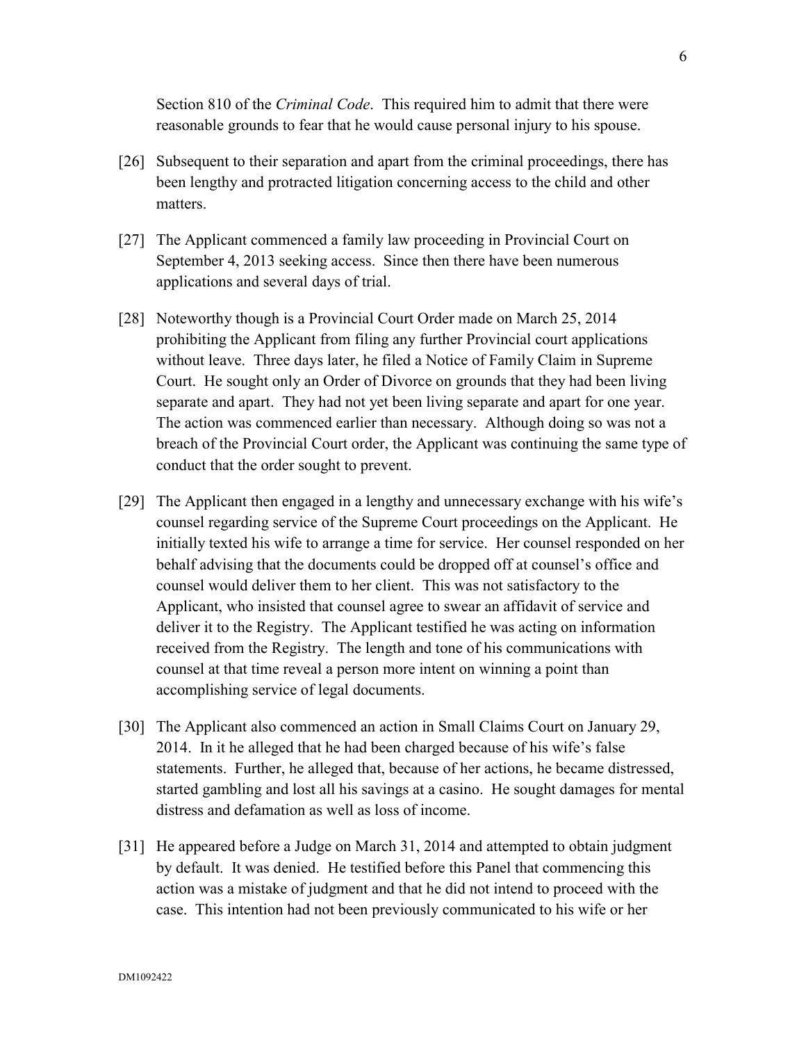Section 810 of the *Criminal Code*. This required him to admit that there were reasonable grounds to fear that he would cause personal injury to his spouse.

[26] Subsequent to their separation and apart from the criminal proceedings, there has been lengthy and protracted litigation concerning access to the child and other matters.

[27] The Applicant commenced a family law proceeding in Provincial Court on September 4, 2013 seeking access. Since then there have been numerous applications and several days of trial.

[28] Noteworthy though is a Provincial Court Order made on March 25, 2014 prohibiting the Applicant from filing any further Provincial court applications without leave. Three days later, he filed a Notice of Family Claim in Supreme Court. He sought only an Order of Divorce on grounds that they had been living separate and apart. They had not yet been living separate and apart for one year. The action was commenced earlier than necessary. Although doing so was not a breach of the Provincial Court order, the Applicant was continuing the same type of conduct that the order sought to prevent.

[29] The Applicant then engaged in a lengthy and unnecessary exchange with his wife's counsel regarding service of the Supreme Court proceedings on the Applicant. He initially texted his wife to arrange a time for service. Her counsel responded on her behalf advising that the documents could be dropped off at counsel's office and counsel would deliver them to her client. This was not satisfactory to the Applicant, who insisted that counsel agree to swear an affidavit of service and deliver it to the Registry. The Applicant testified he was acting on information received from the Registry. The length and tone of his communications with counsel at that time reveal a person more intent on winning a point than accomplishing service of legal documents.

[30] The Applicant also commenced an action in Small Claims Court on January 29, 2014. In it he alleged that he had been charged because of his wife's false statements. Further, he alleged that, because of her actions, he became distressed, started gambling and lost all his savings at a casino. He sought damages for mental distress and defamation as well as loss of income.

[31] He appeared before a Judge on March 31, 2014 and attempted to obtain judgment by default. It was denied. He testified before this Panel that commencing this action was a mistake of judgment and that he did not intend to proceed with the case. This intention had not been previously communicated to his wife or her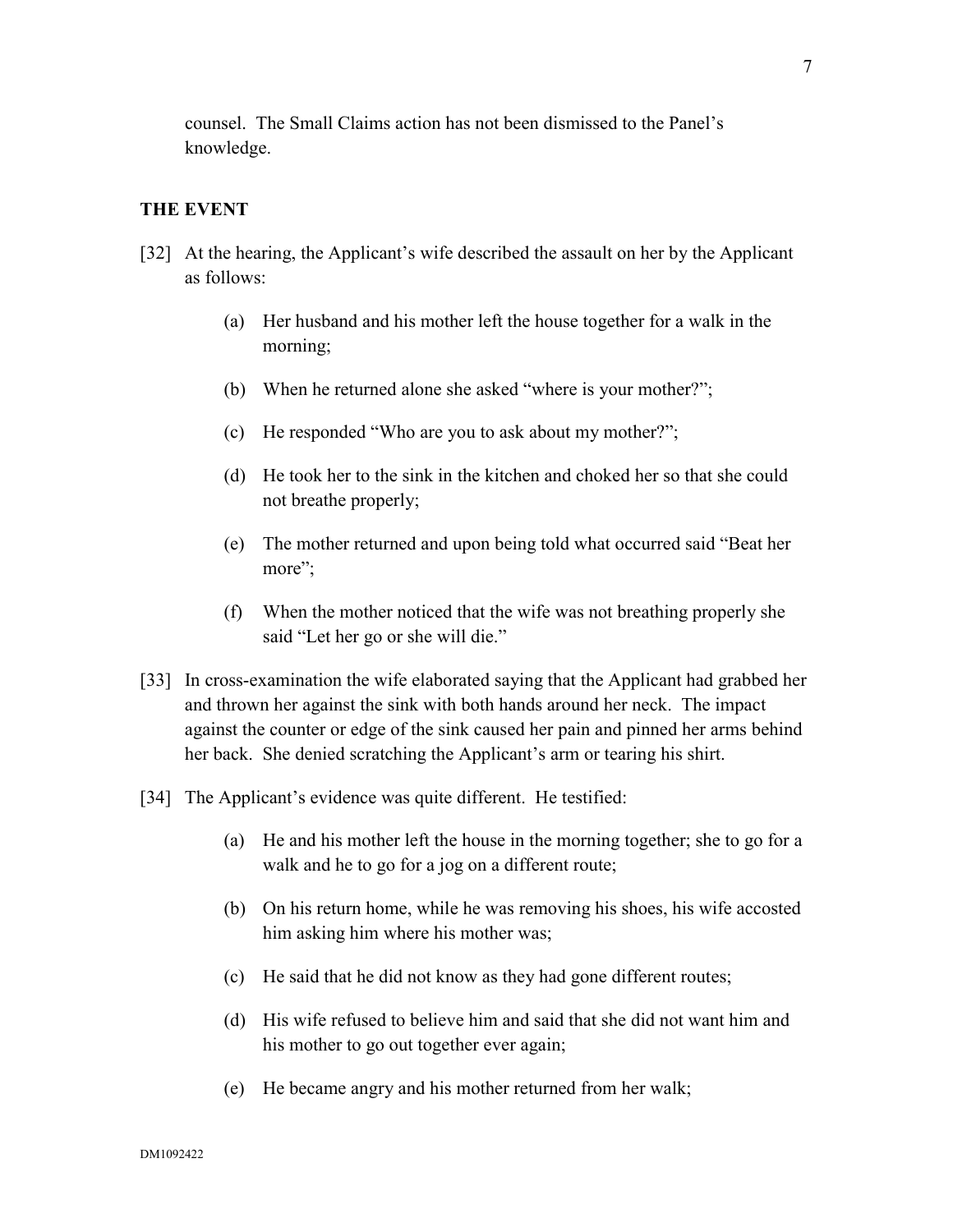counsel. The Small Claims action has not been dismissed to the Panel's knowledge.

## THE EVENT

[32] At the hearing, the Applicant's wife described the assault on her by the Applicant as follows:

(a) Her husband and his mother left the house together for a walk in the morning;

(b) When he returned alone she asked "where is your mother?";

(c) He responded "Who are you to ask about my mother?";

(d) He took her to the sink in the kitchen and choked her so that she could not breathe properly;

(e) The mother returned and upon being told what occurred said "Beat her more";

(f) When the mother noticed that the wife was not breathing properly she said "Let her go or she will die."

[33] In cross-examination the wife elaborated saying that the Applicant had grabbed her and thrown her against the sink with both hands around her neck. The impact against the counter or edge of the sink caused her pain and pinned her arms behind her back. She denied scratching the Applicant's arm or tearing his shirt.

[34] The Applicant's evidence was quite different. He testified:

(a) He and his mother left the house in the morning together; she to go for a walk and he to go for a jog on a different route;

(b) On his return home, while he was removing his shoes, his wife accosted him asking him where his mother was;

(c) He said that he did not know as they had gone different routes;

(d) His wife refused to believe him and said that she did not want him and his mother to go out together ever again;

(e) He became angry and his mother returned from her walk;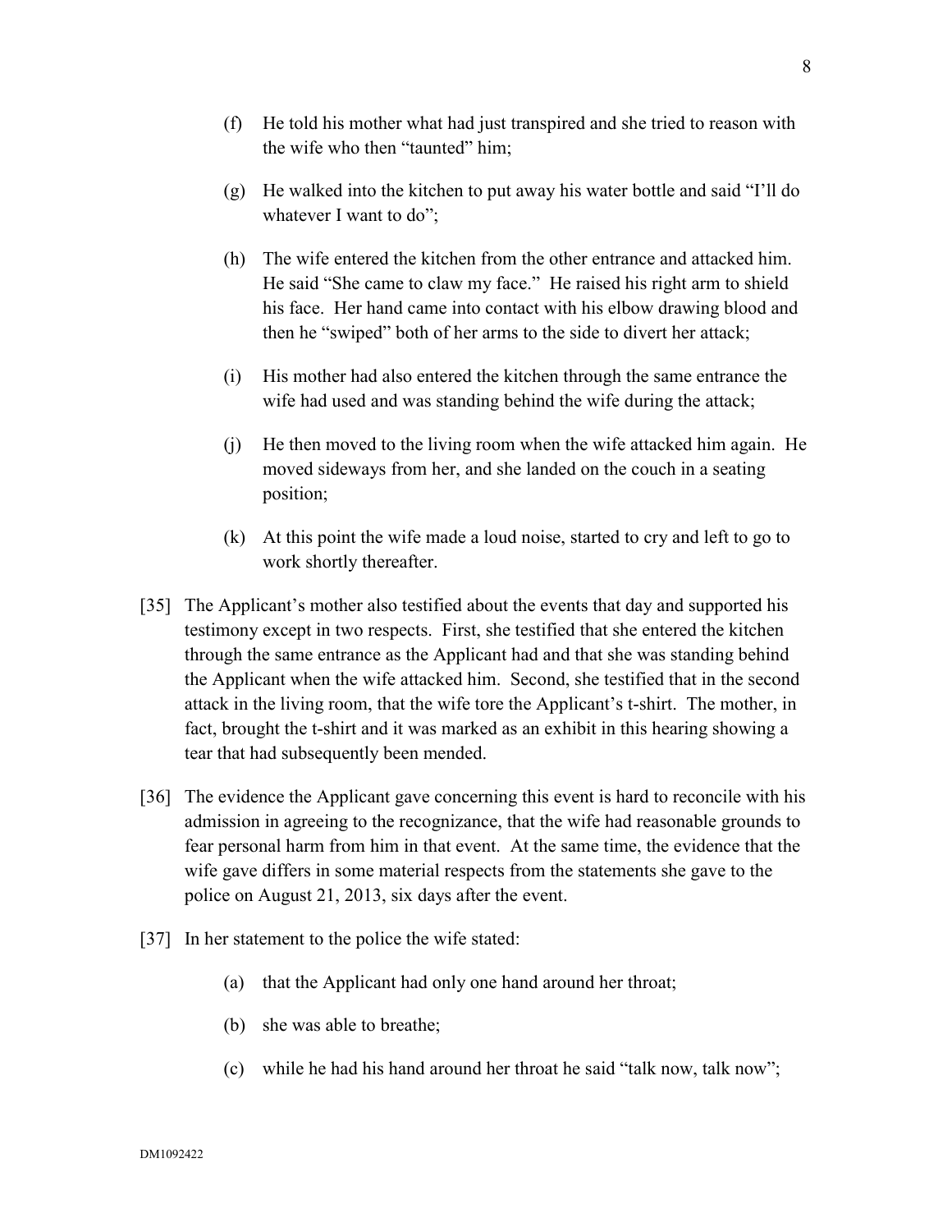(f) He told his mother what had just transpired and she tried to reason with the wife who then "taunted" him;

(g) He walked into the kitchen to put away his water bottle and said "I'll do whatever I want to do";

(h) The wife entered the kitchen from the other entrance and attacked him. He said "She came to claw my face." He raised his right arm to shield his face. Her hand came into contact with his elbow drawing blood and then he "swiped" both of her arms to the side to divert her attack;

(i) His mother had also entered the kitchen through the same entrance the wife had used and was standing behind the wife during the attack;

(j) He then moved to the living room when the wife attacked him again. He moved sideways from her, and she landed on the couch in a seating position;

(k) At this point the wife made a loud noise, started to cry and left to go to work shortly thereafter.

[35] The Applicant's mother also testified about the events that day and supported his testimony except in two respects. First, she testified that she entered the kitchen through the same entrance as the Applicant had and that she was standing behind the Applicant when the wife attacked him. Second, she testified that in the second attack in the living room, that the wife tore the Applicant's t-shirt. The mother, in fact, brought the t-shirt and it was marked as an exhibit in this hearing showing a tear that had subsequently been mended.

[36] The evidence the Applicant gave concerning this event is hard to reconcile with his admission in agreeing to the recognizance, that the wife had reasonable grounds to fear personal harm from him in that event. At the same time, the evidence that the wife gave differs in some material respects from the statements she gave to the police on August 21, 2013, six days after the event.

[37] In her statement to the police the wife stated:

(a) that the Applicant had only one hand around her throat;

(b) she was able to breathe;

(c) while he had his hand around her throat he said "talk now, talk now";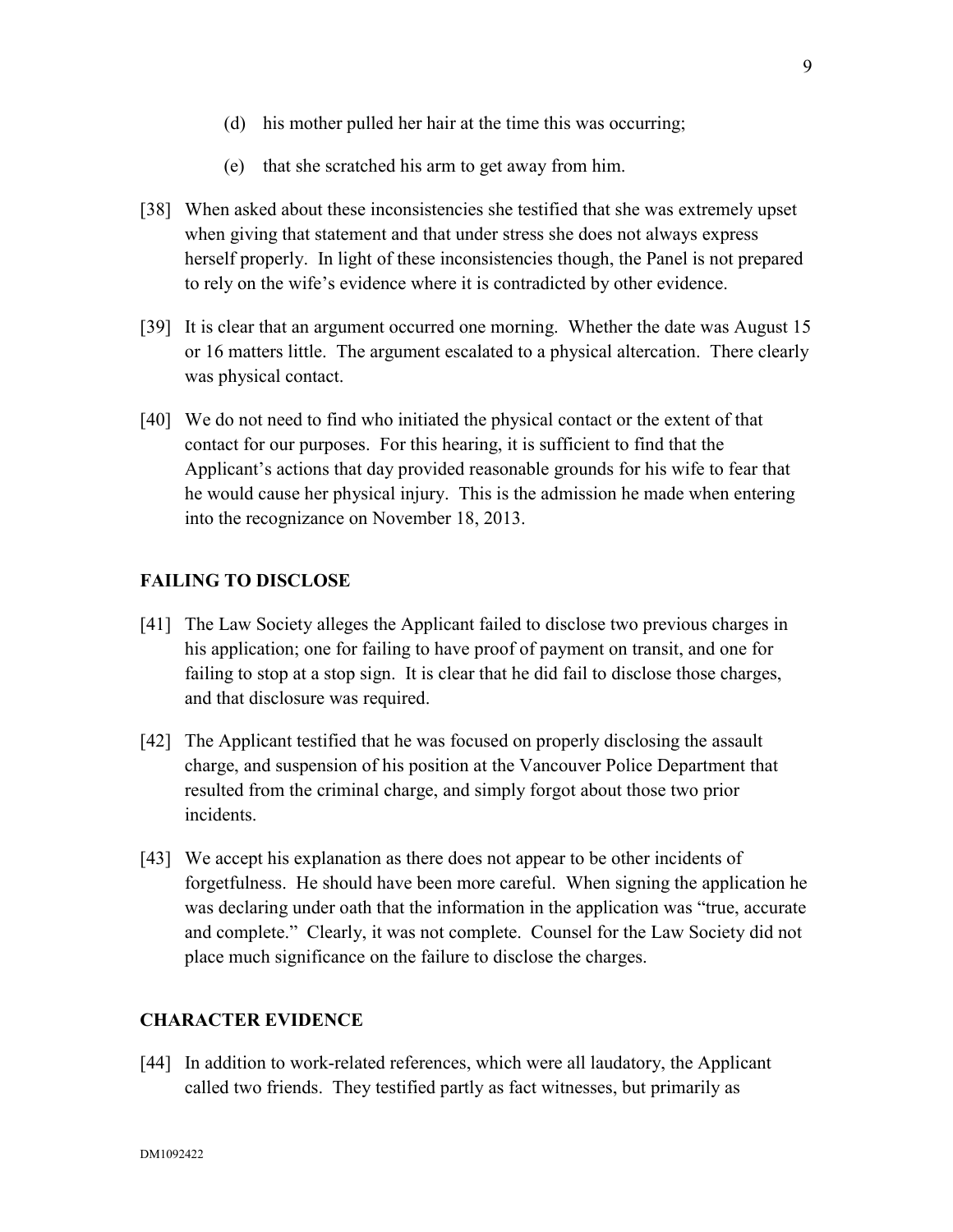(d) his mother pulled her hair at the time this was occurring;

(e) that she scratched his arm to get away from him.

[38] When asked about these inconsistencies she testified that she was extremely upset when giving that statement and that under stress she does not always express herself properly. In light of these inconsistencies though, the Panel is not prepared to rely on the wife's evidence where it is contradicted by other evidence.

[39] It is clear that an argument occurred one morning. Whether the date was August 15 or 16 matters little. The argument escalated to a physical altercation. There clearly was physical contact.

[40] We do not need to find who initiated the physical contact or the extent of that contact for our purposes. For this hearing, it is sufficient to find that the Applicant's actions that day provided reasonable grounds for his wife to fear that he would cause her physical injury. This is the admission he made when entering into the recognizance on November 18, 2013.

## FAILING TO DISCLOSE

[41] The Law Society alleges the Applicant failed to disclose two previous charges in his application; one for failing to have proof of payment on transit, and one for failing to stop at a stop sign. It is clear that he did fail to disclose those charges, and that disclosure was required.

[42] The Applicant testified that he was focused on properly disclosing the assault charge, and suspension of his position at the Vancouver Police Department that resulted from the criminal charge, and simply forgot about those two prior incidents.

[43] We accept his explanation as there does not appear to be other incidents of forgetfulness. He should have been more careful. When signing the application he was declaring under oath that the information in the application was "true, accurate and complete." Clearly, it was not complete. Counsel for the Law Society did not place much significance on the failure to disclose the charges.

## CHARACTER EVIDENCE

[44] In addition to work-related references, which were all laudatory, the Applicant called two friends. They testified partly as fact witnesses, but primarily as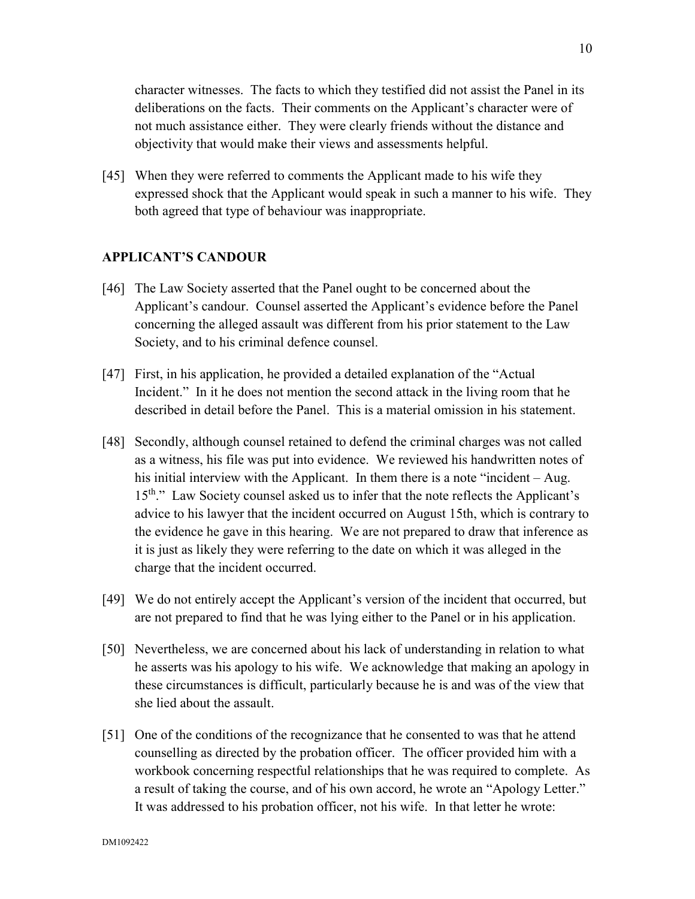character witnesses. The facts to which they testified did not assist the Panel in its deliberations on the facts. Their comments on the Applicant's character were of not much assistance either. They were clearly friends without the distance and objectivity that would make their views and assessments helpful.

[45] When they were referred to comments the Applicant made to his wife they expressed shock that the Applicant would speak in such a manner to his wife. They both agreed that type of behaviour was inappropriate.

## APPLICANT'S CANDOUR

[46] The Law Society asserted that the Panel ought to be concerned about the Applicant's candour. Counsel asserted the Applicant's evidence before the Panel concerning the alleged assault was different from his prior statement to the Law Society, and to his criminal defence counsel.

[47] First, in his application, he provided a detailed explanation of the "Actual Incident." In it he does not mention the second attack in the living room that he described in detail before the Panel. This is a material omission in his statement.

[48] Secondly, although counsel retained to defend the criminal charges was not called as a witness, his file was put into evidence. We reviewed his handwritten notes of his initial interview with the Applicant. In them there is a note "incident – Aug. 15th." Law Society counsel asked us to infer that the note reflects the Applicant's advice to his lawyer that the incident occurred on August 15th, which is contrary to the evidence he gave in this hearing. We are not prepared to draw that inference as it is just as likely they were referring to the date on which it was alleged in the charge that the incident occurred.

[49] We do not entirely accept the Applicant's version of the incident that occurred, but are not prepared to find that he was lying either to the Panel or in his application.

[50] Nevertheless, we are concerned about his lack of understanding in relation to what he asserts was his apology to his wife. We acknowledge that making an apology in these circumstances is difficult, particularly because he is and was of the view that she lied about the assault.

[51] One of the conditions of the recognizance that he consented to was that he attend counselling as directed by the probation officer. The officer provided him with a workbook concerning respectful relationships that he was required to complete. As a result of taking the course, and of his own accord, he wrote an "Apology Letter." It was addressed to his probation officer, not his wife. In that letter he wrote: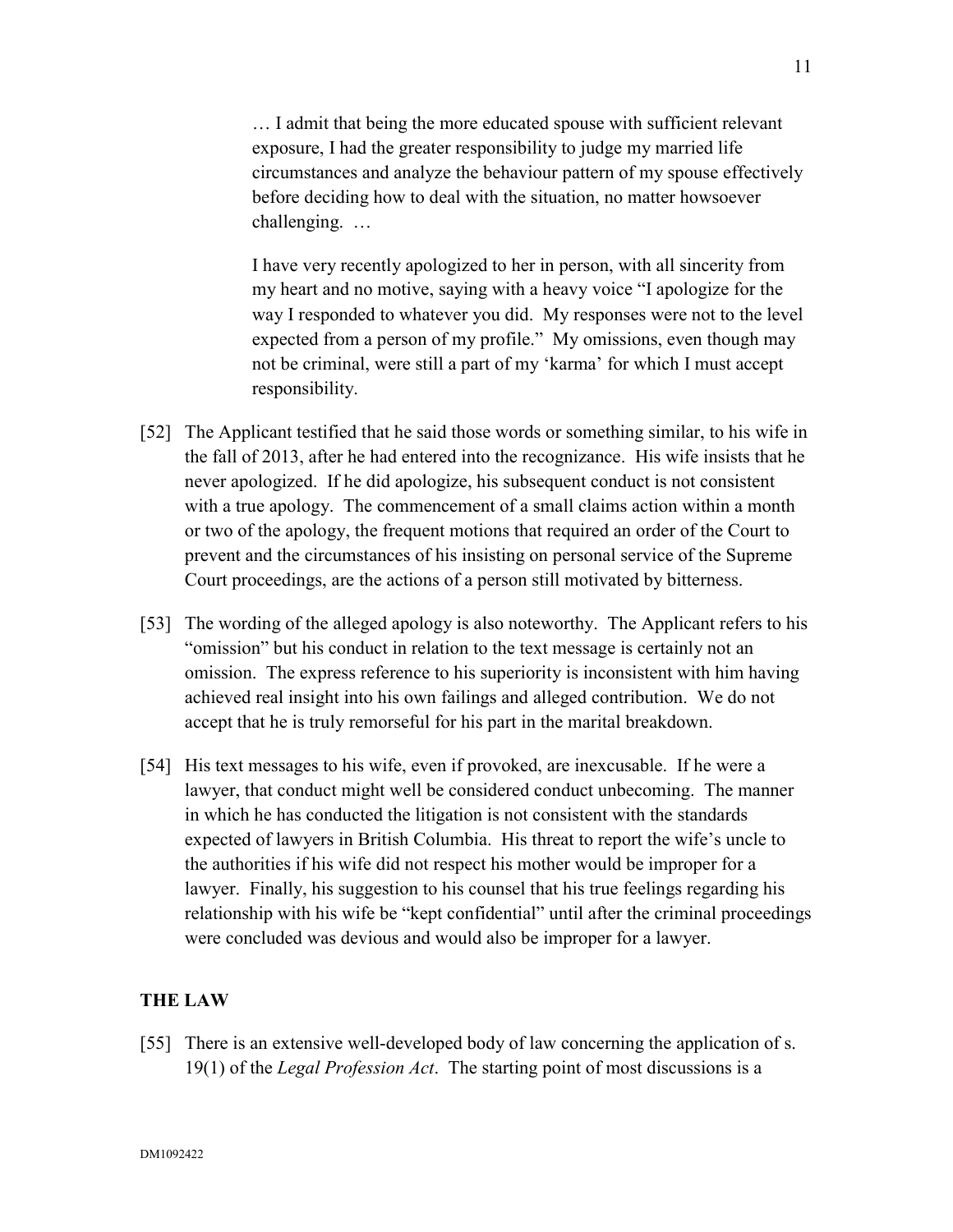> … I admit that being the more educated spouse with sufficient relevant exposure, I had the greater responsibility to judge my married life circumstances and analyze the behaviour pattern of my spouse effectively before deciding how to deal with the situation, no matter howsoever challenging. …
>
> I have very recently apologized to her in person, with all sincerity from my heart and no motive, saying with a heavy voice "I apologize for the way I responded to whatever you did. My responses were not to the level expected from a person of my profile." My omissions, even though may not be criminal, were still a part of my 'karma' for which I must accept responsibility.

[52] The Applicant testified that he said those words or something similar, to his wife in the fall of 2013, after he had entered into the recognizance. His wife insists that he never apologized. If he did apologize, his subsequent conduct is not consistent with a true apology. The commencement of a small claims action within a month or two of the apology, the frequent motions that required an order of the Court to prevent and the circumstances of his insisting on personal service of the Supreme Court proceedings, are the actions of a person still motivated by bitterness.

[53] The wording of the alleged apology is also noteworthy. The Applicant refers to his "omission" but his conduct in relation to the text message is certainly not an omission. The express reference to his superiority is inconsistent with him having achieved real insight into his own failings and alleged contribution. We do not accept that he is truly remorseful for his part in the marital breakdown.

[54] His text messages to his wife, even if provoked, are inexcusable. If he were a lawyer, that conduct might well be considered conduct unbecoming. The manner in which he has conducted the litigation is not consistent with the standards expected of lawyers in British Columbia. His threat to report the wife's uncle to the authorities if his wife did not respect his mother would be improper for a lawyer. Finally, his suggestion to his counsel that his true feelings regarding his relationship with his wife be "kept confidential" until after the criminal proceedings were concluded was devious and would also be improper for a lawyer.

## THE LAW

[55] There is an extensive well-developed body of law concerning the application of s. 19(1) of the *Legal Profession Act*. The starting point of most discussions is a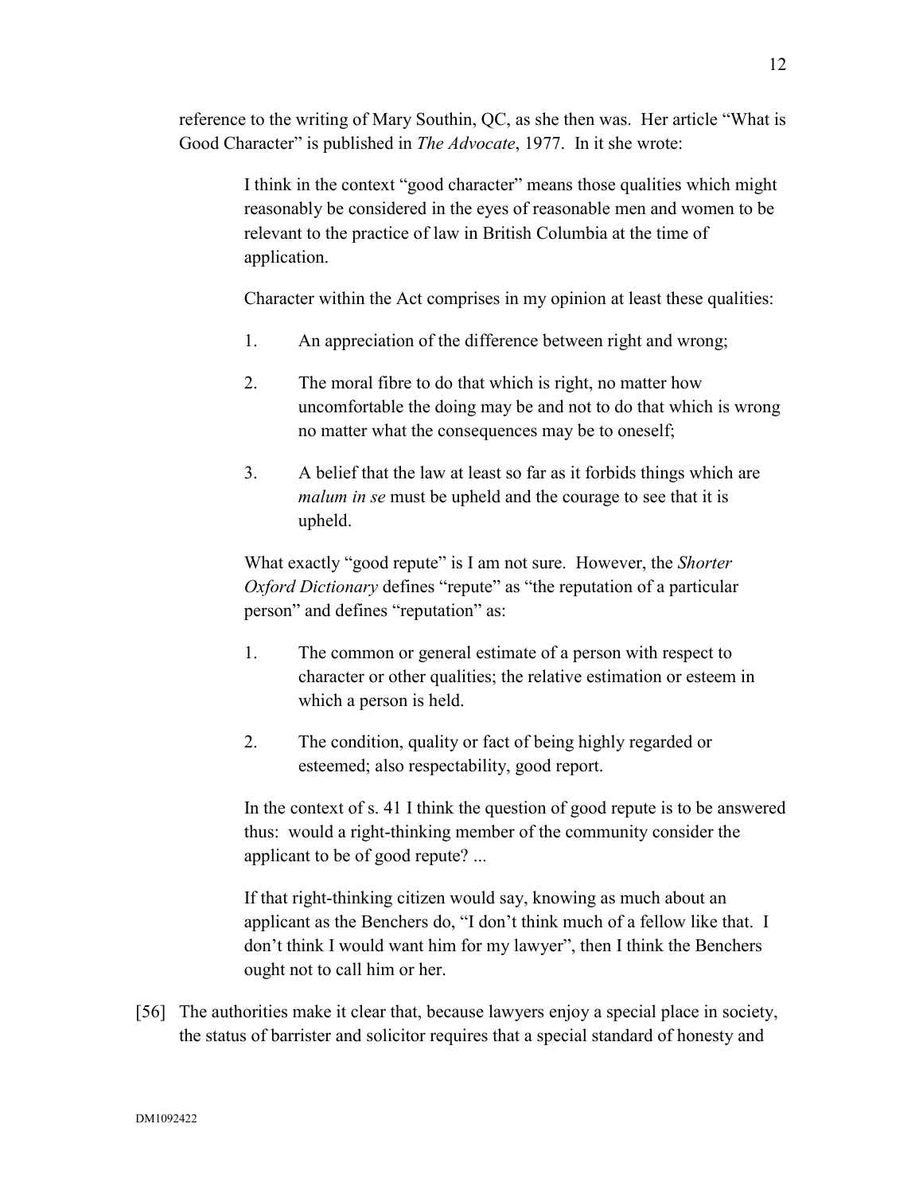reference to the writing of Mary Southin, QC, as she then was. Her article "What is Good Character" is published in *The Advocate*, 1977. In it she wrote:

> I think in the context "good character" means those qualities which might reasonably be considered in the eyes of reasonable men and women to be relevant to the practice of law in British Columbia at the time of application.
>
> Character within the Act comprises in my opinion at least these qualities:
>
> 1. An appreciation of the difference between right and wrong;
> 2. The moral fibre to do that which is right, no matter how uncomfortable the doing may be and not to do that which is wrong no matter what the consequences may be to oneself;
> 3. A belief that the law at least so far as it forbids things which are *malum in se* must be upheld and the courage to see that it is upheld.
>
> What exactly "good repute" is I am not sure. However, the *Shorter Oxford Dictionary* defines "repute" as "the reputation of a particular person" and defines "reputation" as:
>
> 1. The common or general estimate of a person with respect to character or other qualities; the relative estimation or esteem in which a person is held.
> 2. The condition, quality or fact of being highly regarded or esteemed; also respectability, good report.
>
> In the context of s. 41 I think the question of good repute is to be answered thus: would a right-thinking member of the community consider the applicant to be of good repute? ...
>
> If that right-thinking citizen would say, knowing as much about an applicant as the Benchers do, "I don't think much of a fellow like that. I don't think I would want him for my lawyer", then I think the Benchers ought not to call him or her.

[56] The authorities make it clear that, because lawyers enjoy a special place in society, the status of barrister and solicitor requires that a special standard of honesty and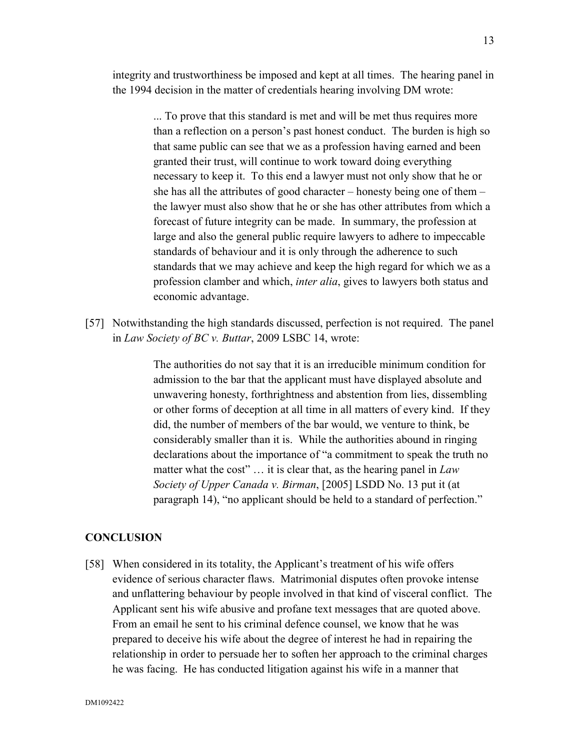integrity and trustworthiness be imposed and kept at all times. The hearing panel in the 1994 decision in the matter of credentials hearing involving DM wrote:

> ... To prove that this standard is met and will be met thus requires more than a reflection on a person's past honest conduct. The burden is high so that same public can see that we as a profession having earned and been granted their trust, will continue to work toward doing everything necessary to keep it. To this end a lawyer must not only show that he or she has all the attributes of good character – honesty being one of them – the lawyer must also show that he or she has other attributes from which a forecast of future integrity can be made. In summary, the profession at large and also the general public require lawyers to adhere to impeccable standards of behaviour and it is only through the adherence to such standards that we may achieve and keep the high regard for which we as a profession clamber and which, *inter alia*, gives to lawyers both status and economic advantage.

[57] Notwithstanding the high standards discussed, perfection is not required. The panel in *Law Society of BC v. Buttar*, 2009 LSBC 14, wrote:

> The authorities do not say that it is an irreducible minimum condition for admission to the bar that the applicant must have displayed absolute and unwavering honesty, forthrightness and abstention from lies, dissembling or other forms of deception at all time in all matters of every kind. If they did, the number of members of the bar would, we venture to think, be considerably smaller than it is. While the authorities abound in ringing declarations about the importance of "a commitment to speak the truth no matter what the cost" … it is clear that, as the hearing panel in *Law Society of Upper Canada v. Birman*, [2005] LSDD No. 13 put it (at paragraph 14), "no applicant should be held to a standard of perfection."

## CONCLUSION

[58] When considered in its totality, the Applicant's treatment of his wife offers evidence of serious character flaws. Matrimonial disputes often provoke intense and unflattering behaviour by people involved in that kind of visceral conflict. The Applicant sent his wife abusive and profane text messages that are quoted above. From an email he sent to his criminal defence counsel, we know that he was prepared to deceive his wife about the degree of interest he had in repairing the relationship in order to persuade her to soften her approach to the criminal charges he was facing. He has conducted litigation against his wife in a manner that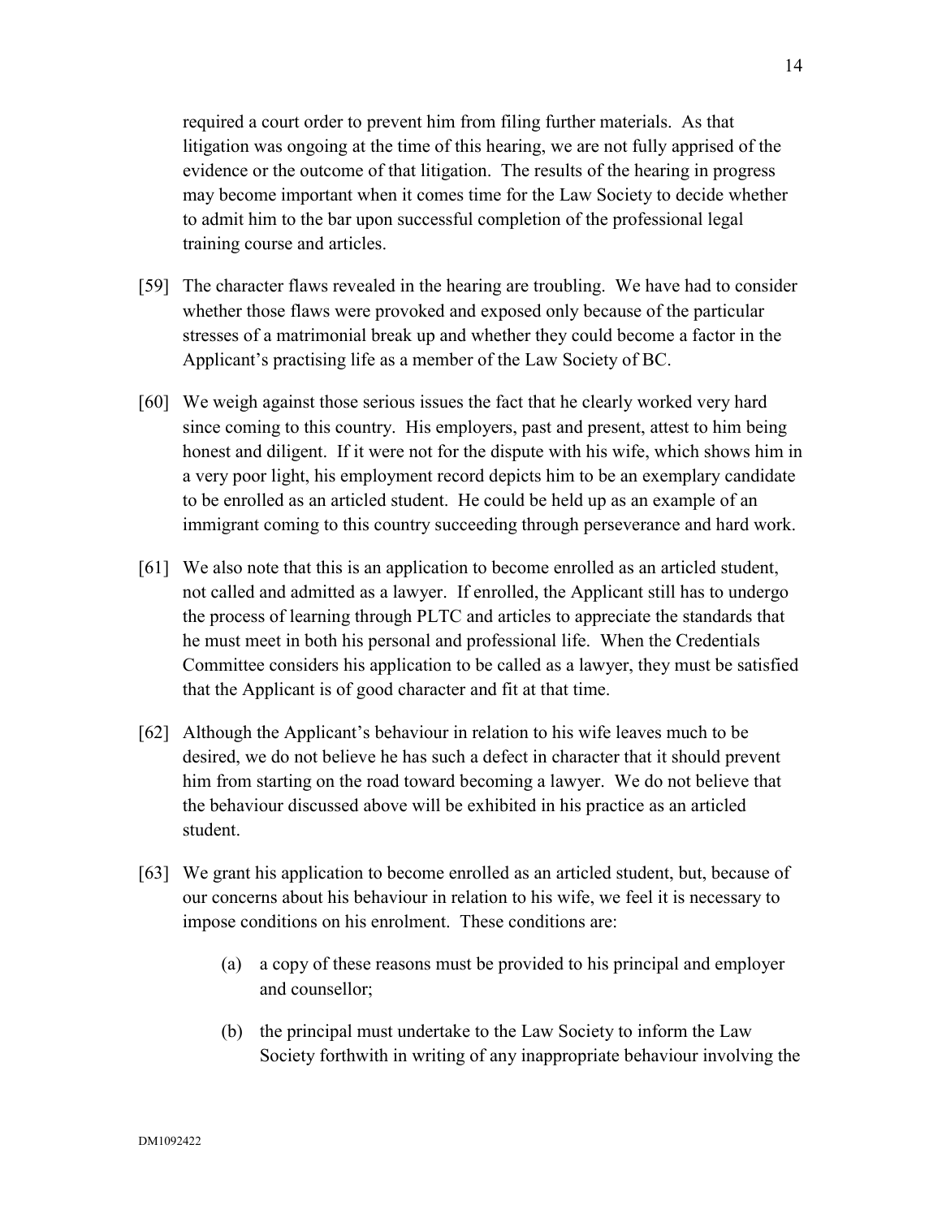required a court order to prevent him from filing further materials. As that litigation was ongoing at the time of this hearing, we are not fully apprised of the evidence or the outcome of that litigation. The results of the hearing in progress may become important when it comes time for the Law Society to decide whether to admit him to the bar upon successful completion of the professional legal training course and articles.

[59] The character flaws revealed in the hearing are troubling. We have had to consider whether those flaws were provoked and exposed only because of the particular stresses of a matrimonial break up and whether they could become a factor in the Applicant's practising life as a member of the Law Society of BC.

[60] We weigh against those serious issues the fact that he clearly worked very hard since coming to this country. His employers, past and present, attest to him being honest and diligent. If it were not for the dispute with his wife, which shows him in a very poor light, his employment record depicts him to be an exemplary candidate to be enrolled as an articled student. He could be held up as an example of an immigrant coming to this country succeeding through perseverance and hard work.

[61] We also note that this is an application to become enrolled as an articled student, not called and admitted as a lawyer. If enrolled, the Applicant still has to undergo the process of learning through PLTC and articles to appreciate the standards that he must meet in both his personal and professional life. When the Credentials Committee considers his application to be called as a lawyer, they must be satisfied that the Applicant is of good character and fit at that time.

[62] Although the Applicant's behaviour in relation to his wife leaves much to be desired, we do not believe he has such a defect in character that it should prevent him from starting on the road toward becoming a lawyer. We do not believe that the behaviour discussed above will be exhibited in his practice as an articled student.

[63] We grant his application to become enrolled as an articled student, but, because of our concerns about his behaviour in relation to his wife, we feel it is necessary to impose conditions on his enrolment. These conditions are:

(a) a copy of these reasons must be provided to his principal and employer and counsellor;

(b) the principal must undertake to the Law Society to inform the Law Society forthwith in writing of any inappropriate behaviour involving the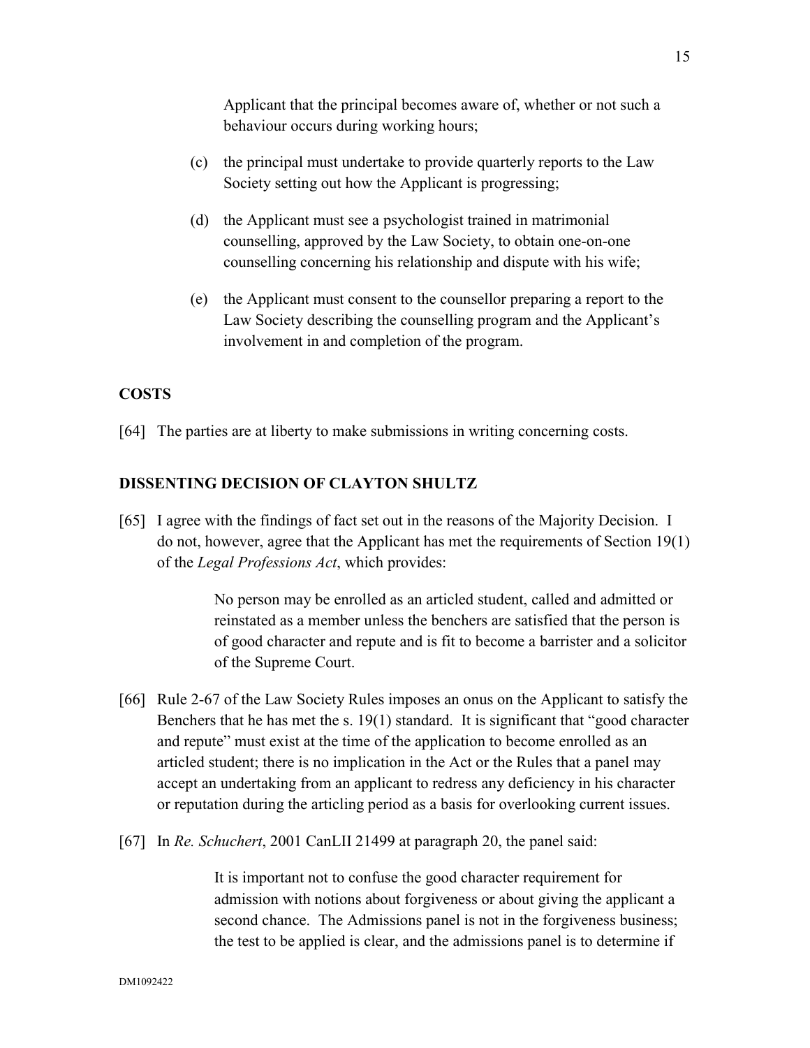Applicant that the principal becomes aware of, whether or not such a behaviour occurs during working hours;

(c) the principal must undertake to provide quarterly reports to the Law Society setting out how the Applicant is progressing;

(d) the Applicant must see a psychologist trained in matrimonial counselling, approved by the Law Society, to obtain one-on-one counselling concerning his relationship and dispute with his wife;

(e) the Applicant must consent to the counsellor preparing a report to the Law Society describing the counselling program and the Applicant's involvement in and completion of the program.

## COSTS

[64] The parties are at liberty to make submissions in writing concerning costs.

## DISSENTING DECISION OF CLAYTON SHULTZ

[65] I agree with the findings of fact set out in the reasons of the Majority Decision. I do not, however, agree that the Applicant has met the requirements of Section 19(1) of the *Legal Professions Act*, which provides:

> No person may be enrolled as an articled student, called and admitted or reinstated as a member unless the benchers are satisfied that the person is of good character and repute and is fit to become a barrister and a solicitor of the Supreme Court.

[66] Rule 2-67 of the Law Society Rules imposes an onus on the Applicant to satisfy the Benchers that he has met the s. 19(1) standard. It is significant that "good character and repute" must exist at the time of the application to become enrolled as an articled student; there is no implication in the Act or the Rules that a panel may accept an undertaking from an applicant to redress any deficiency in his character or reputation during the articling period as a basis for overlooking current issues.

[67] In *Re. Schuchert*, 2001 CanLII 21499 at paragraph 20, the panel said:

> It is important not to confuse the good character requirement for admission with notions about forgiveness or about giving the applicant a second chance. The Admissions panel is not in the forgiveness business; the test to be applied is clear, and the admissions panel is to determine if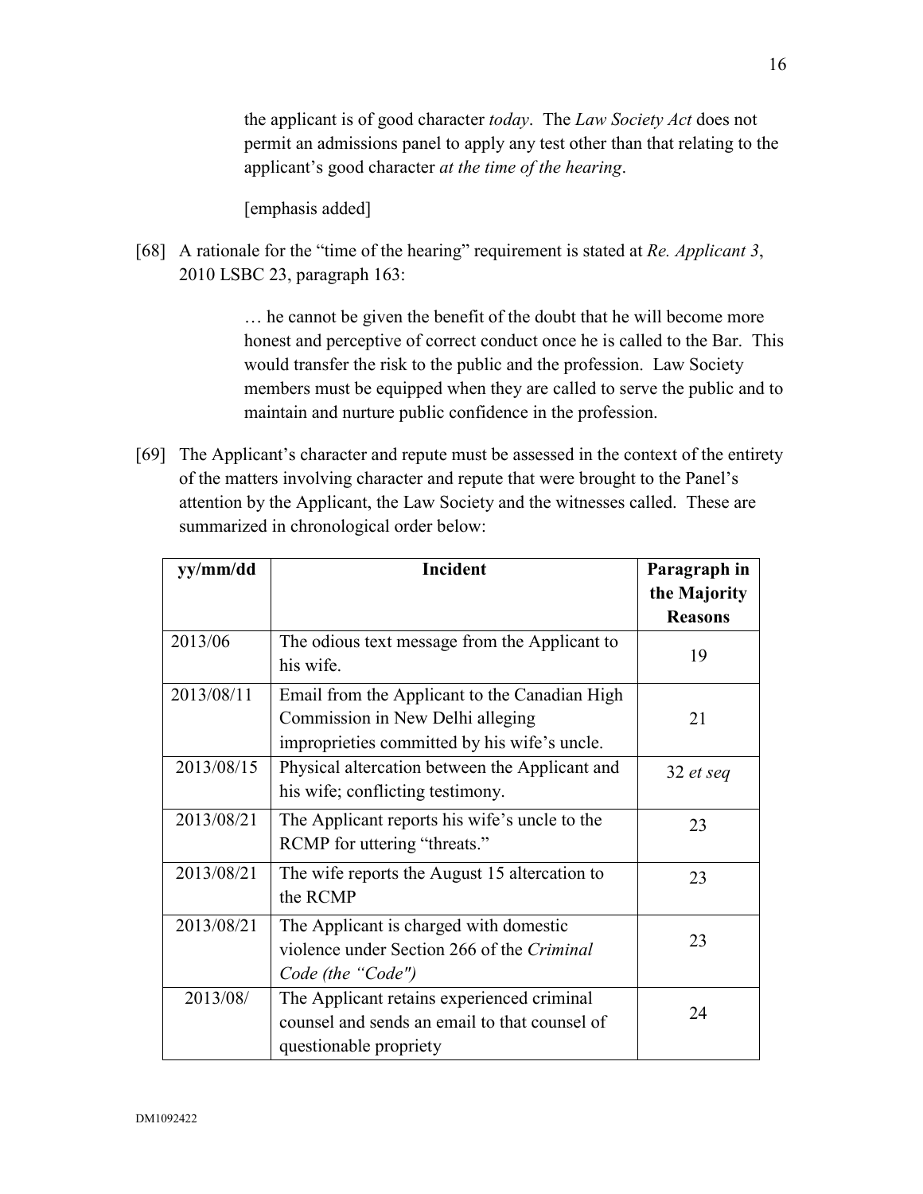the applicant is of good character *today*. The *Law Society Act* does not permit an admissions panel to apply any test other than that relating to the applicant's good character *at the time of the hearing*.

[emphasis added]

[68] A rationale for the "time of the hearing" requirement is stated at *Re. Applicant 3*, 2010 LSBC 23, paragraph 163:

> … he cannot be given the benefit of the doubt that he will become more honest and perceptive of correct conduct once he is called to the Bar. This would transfer the risk to the public and the profession. Law Society members must be equipped when they are called to serve the public and to maintain and nurture public confidence in the profession.

[69] The Applicant's character and repute must be assessed in the context of the entirety of the matters involving character and repute that were brought to the Panel's attention by the Applicant, the Law Society and the witnesses called. These are summarized in chronological order below:

| yy/mm/dd | Incident | Paragraph in the Majority Reasons |
|---|---|---|
| 2013/06 | The odious text message from the Applicant to his wife. | 19 |
| 2013/08/11 | Email from the Applicant to the Canadian High Commission in New Delhi alleging improprieties committed by his wife's uncle. | 21 |
| 2013/08/15 | Physical altercation between the Applicant and his wife; conflicting testimony. | 32 *et seq* |
| 2013/08/21 | The Applicant reports his wife's uncle to the RCMP for uttering "threats." | 23 |
| 2013/08/21 | The wife reports the August 15 altercation to the RCMP | 23 |
| 2013/08/21 | The Applicant is charged with domestic violence under Section 266 of the *Criminal Code (the "Code")* | 23 |
| 2013/08/ | The Applicant retains experienced criminal counsel and sends an email to that counsel of questionable propriety | 24 |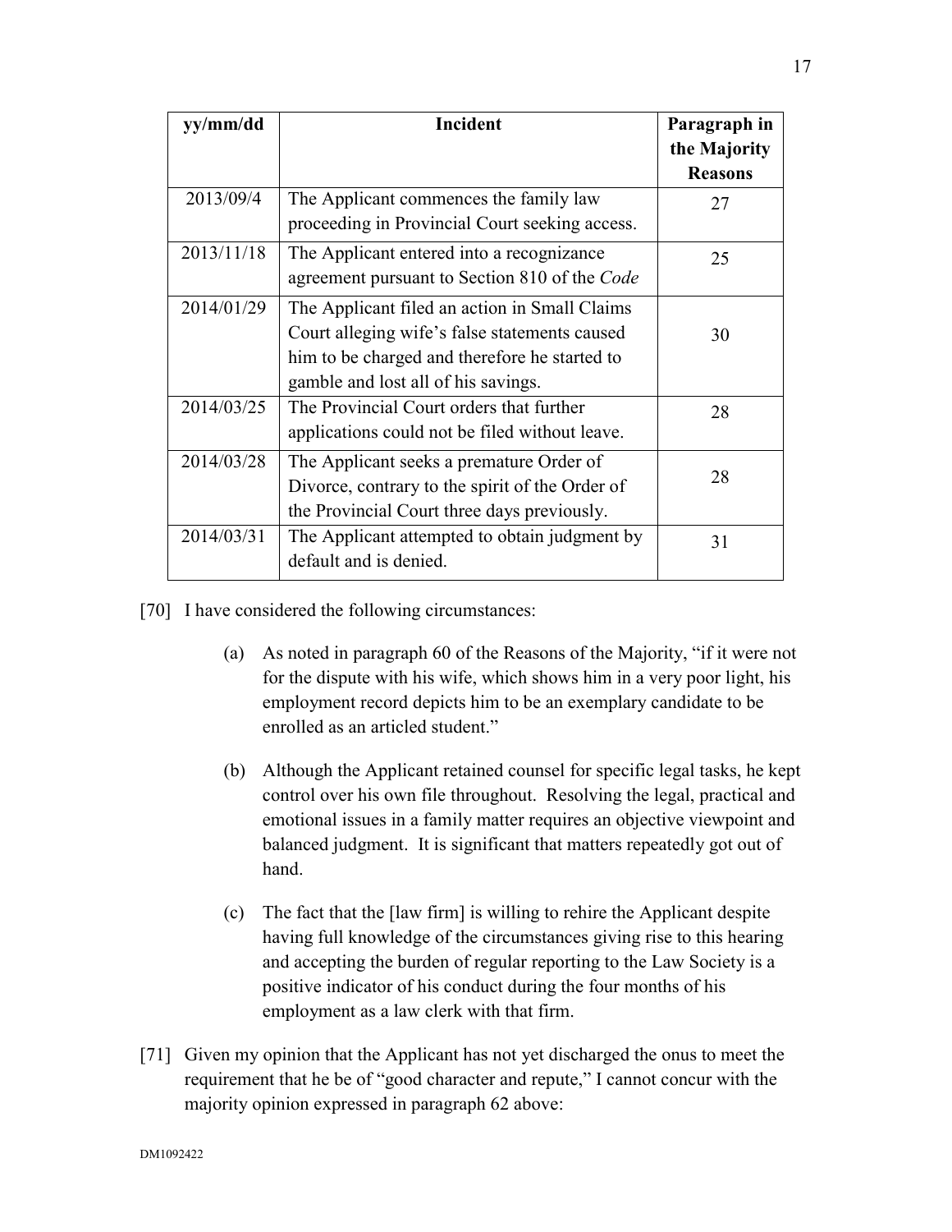| yy/mm/dd | Incident | Paragraph in the Majority Reasons |
|---|---|---|
| 2013/09/4 | The Applicant commences the family law proceeding in Provincial Court seeking access. | 27 |
| 2013/11/18 | The Applicant entered into a recognizance agreement pursuant to Section 810 of the *Code* | 25 |
| 2014/01/29 | The Applicant filed an action in Small Claims Court alleging wife's false statements caused him to be charged and therefore he started to gamble and lost all of his savings. | 30 |
| 2014/03/25 | The Provincial Court orders that further applications could not be filed without leave. | 28 |
| 2014/03/28 | The Applicant seeks a premature Order of Divorce, contrary to the spirit of the Order of the Provincial Court three days previously. | 28 |
| 2014/03/31 | The Applicant attempted to obtain judgment by default and is denied. | 31 |

[70] I have considered the following circumstances:

(a) As noted in paragraph 60 of the Reasons of the Majority, "if it were not for the dispute with his wife, which shows him in a very poor light, his employment record depicts him to be an exemplary candidate to be enrolled as an articled student."

(b) Although the Applicant retained counsel for specific legal tasks, he kept control over his own file throughout. Resolving the legal, practical and emotional issues in a family matter requires an objective viewpoint and balanced judgment. It is significant that matters repeatedly got out of hand.

(c) The fact that the [law firm] is willing to rehire the Applicant despite having full knowledge of the circumstances giving rise to this hearing and accepting the burden of regular reporting to the Law Society is a positive indicator of his conduct during the four months of his employment as a law clerk with that firm.

[71] Given my opinion that the Applicant has not yet discharged the onus to meet the requirement that he be of "good character and repute," I cannot concur with the majority opinion expressed in paragraph 62 above:

DM1092422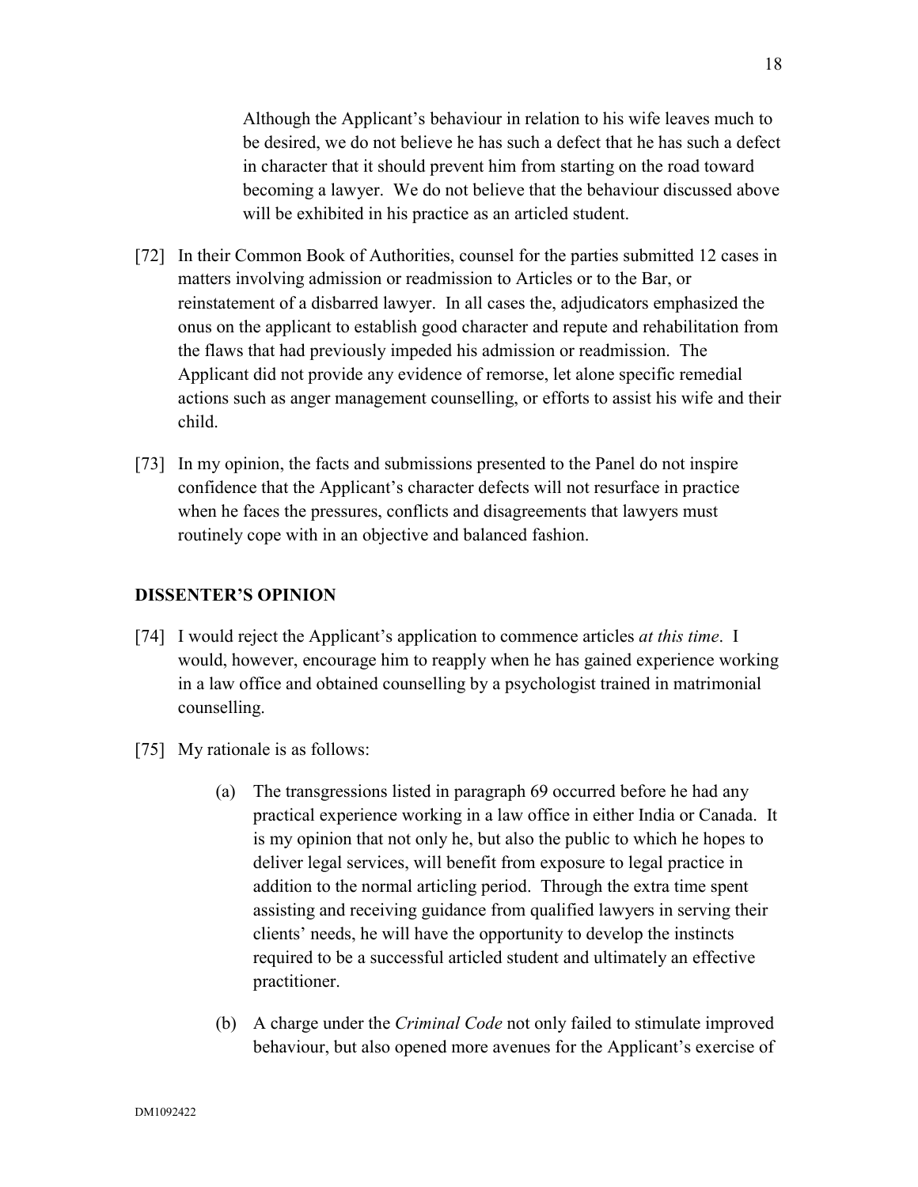> Although the Applicant's behaviour in relation to his wife leaves much to be desired, we do not believe he has such a defect that he has such a defect in character that it should prevent him from starting on the road toward becoming a lawyer. We do not believe that the behaviour discussed above will be exhibited in his practice as an articled student.

[72] In their Common Book of Authorities, counsel for the parties submitted 12 cases in matters involving admission or readmission to Articles or to the Bar, or reinstatement of a disbarred lawyer. In all cases the, adjudicators emphasized the onus on the applicant to establish good character and repute and rehabilitation from the flaws that had previously impeded his admission or readmission. The Applicant did not provide any evidence of remorse, let alone specific remedial actions such as anger management counselling, or efforts to assist his wife and their child.

[73] In my opinion, the facts and submissions presented to the Panel do not inspire confidence that the Applicant's character defects will not resurface in practice when he faces the pressures, conflicts and disagreements that lawyers must routinely cope with in an objective and balanced fashion.

## DISSENTER'S OPINION

[74] I would reject the Applicant's application to commence articles *at this time*. I would, however, encourage him to reapply when he has gained experience working in a law office and obtained counselling by a psychologist trained in matrimonial counselling.

[75] My rationale is as follows:

(a) The transgressions listed in paragraph 69 occurred before he had any practical experience working in a law office in either India or Canada. It is my opinion that not only he, but also the public to which he hopes to deliver legal services, will benefit from exposure to legal practice in addition to the normal articling period. Through the extra time spent assisting and receiving guidance from qualified lawyers in serving their clients' needs, he will have the opportunity to develop the instincts required to be a successful articled student and ultimately an effective practitioner.

(b) A charge under the *Criminal Code* not only failed to stimulate improved behaviour, but also opened more avenues for the Applicant's exercise of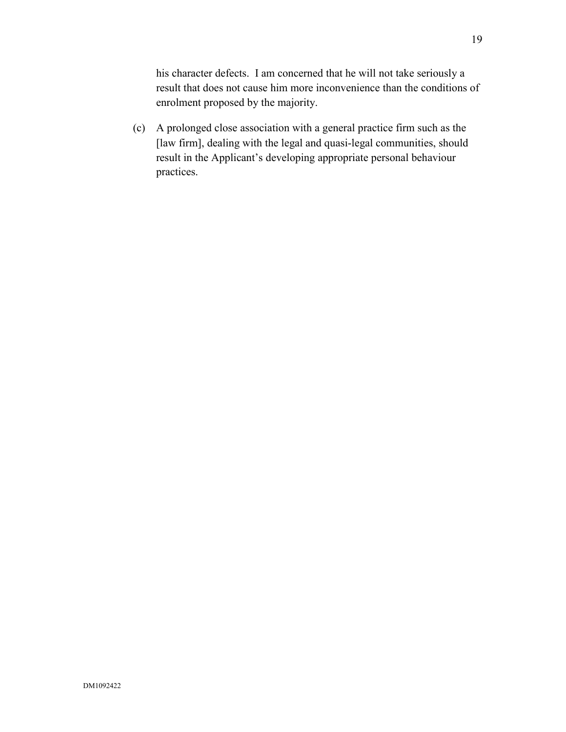his character defects. I am concerned that he will not take seriously a result that does not cause him more inconvenience than the conditions of enrolment proposed by the majority.

(c) A prolonged close association with a general practice firm such as the [law firm], dealing with the legal and quasi-legal communities, should result in the Applicant's developing appropriate personal behaviour practices.

DM1092422